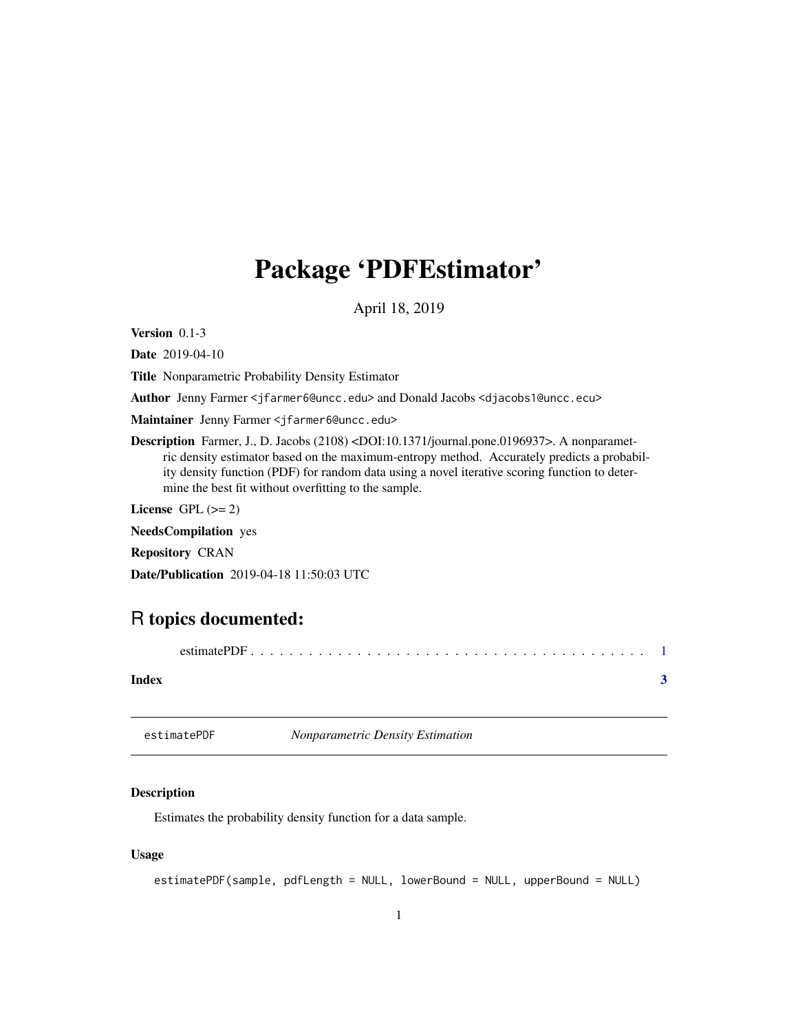# Package 'PDFEstimator'

April 18, 2019

**Version** 0.1-3

**Date** 2019-04-10

**Title** Nonparametric Probability Density Estimator

**Author** Jenny Farmer <jfarmer6@uncc.edu> and Donald Jacobs <djacobs1@uncc.ecu>

**Maintainer** Jenny Farmer <jfarmer6@uncc.edu>

**Description** Farmer, J., D. Jacobs (2108) <DOI:10.1371/journal.pone.0196937>. A nonparametric density estimator based on the maximum-entropy method. Accurately predicts a probability density function (PDF) for random data using a novel iterative scoring function to determine the best fit without overfitting to the sample.

**License** GPL (>= 2)

**NeedsCompilation** yes

**Repository** CRAN

**Date/Publication** 2019-04-18 11:50:03 UTC

## R topics documented:

estimatePDF . . . . . . . . . . . . . . . . . . . . . . . . . . . . . . . . . . . . . . . . . . 1

**Index** **3**

---

`estimatePDF` *Nonparametric Density Estimation*

---

### Description

Estimates the probability density function for a data sample.

### Usage

```
estimatePDF(sample, pdfLength = NULL, lowerBound = NULL, upperBound = NULL)
```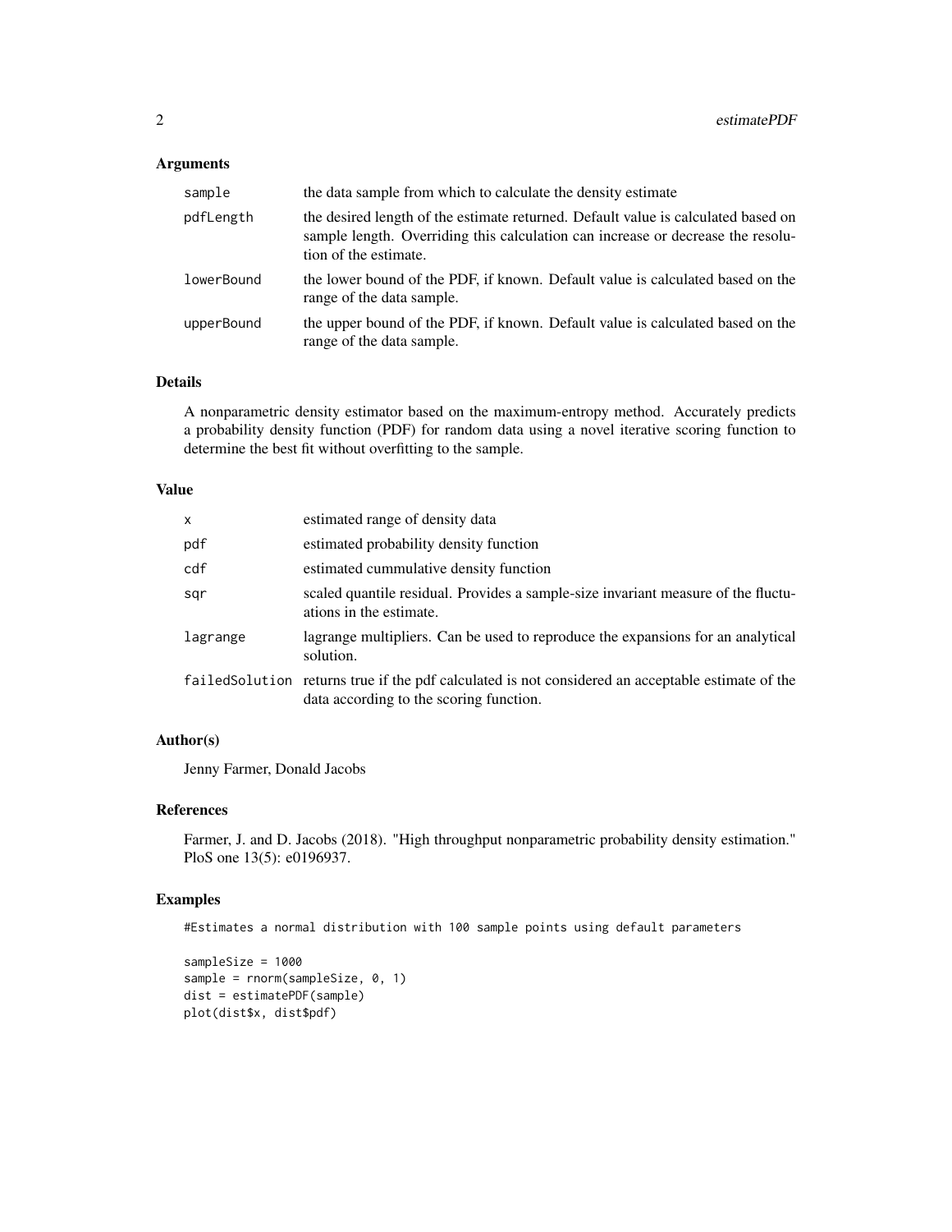## Arguments

| | |
|---|---|
| `sample` | the data sample from which to calculate the density estimate |
| `pdfLength` | the desired length of the estimate returned. Default value is calculated based on sample length. Overriding this calculation can increase or decrease the resolution of the estimate. |
| `lowerBound` | the lower bound of the PDF, if known. Default value is calculated based on the range of the data sample. |
| `upperBound` | the upper bound of the PDF, if known. Default value is calculated based on the range of the data sample. |

## Details

A nonparametric density estimator based on the maximum-entropy method. Accurately predicts a probability density function (PDF) for random data using a novel iterative scoring function to determine the best fit without overfitting to the sample.

## Value

| | |
|---|---|
| `x` | estimated range of density data |
| `pdf` | estimated probability density function |
| `cdf` | estimated cummulative density function |
| `sqr` | scaled quantile residual. Provides a sample-size invariant measure of the fluctuations in the estimate. |
| `lagrange` | lagrange multipliers. Can be used to reproduce the expansions for an analytical solution. |
| `failedSolution` | returns true if the pdf calculated is not considered an acceptable estimate of the data according to the scoring function. |

## Author(s)

Jenny Farmer, Donald Jacobs

## References

Farmer, J. and D. Jacobs (2018). "High throughput nonparametric probability density estimation." PloS one 13(5): e0196937.

## Examples

```
#Estimates a normal distribution with 100 sample points using default parameters

sampleSize = 1000
sample = rnorm(sampleSize, 0, 1)
dist = estimatePDF(sample)
plot(dist$x, dist$pdf)
```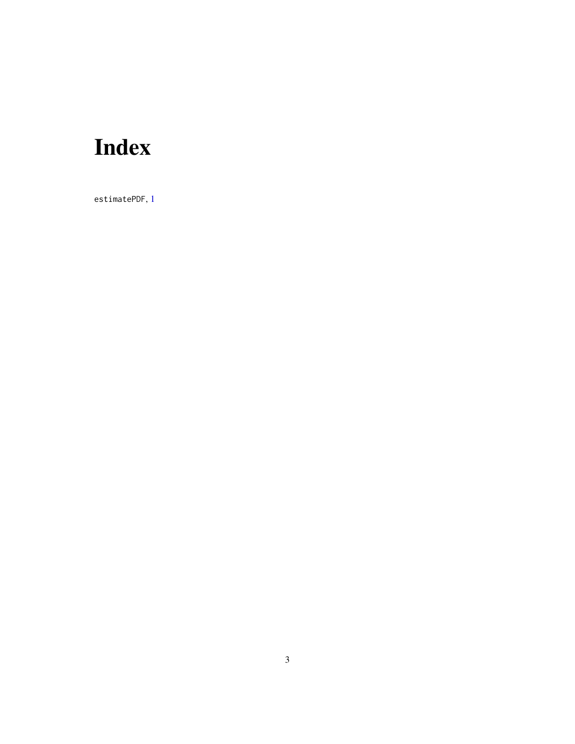# Index

`estimatePDF`, 1